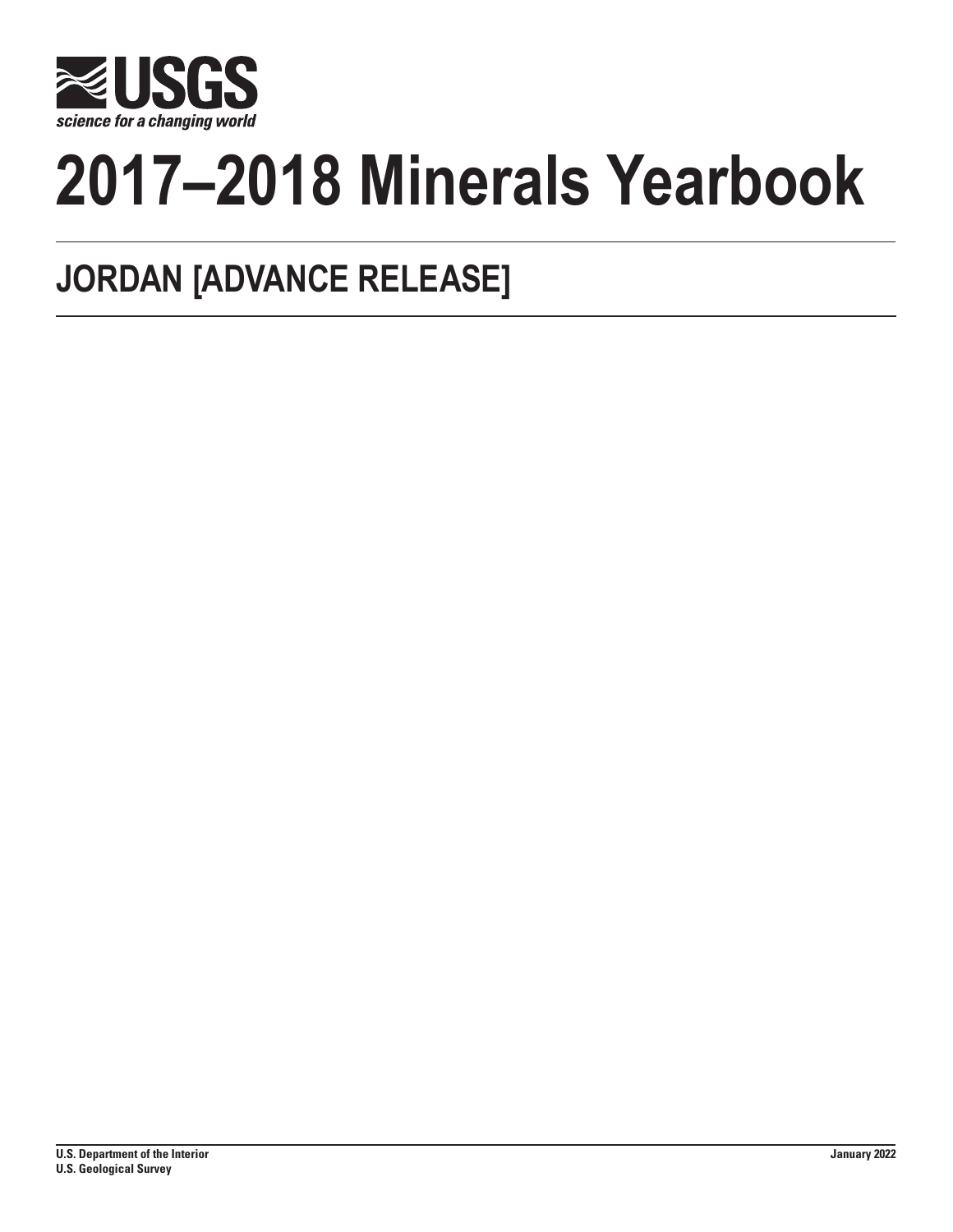USGS

*science for a changing world*

# 2017–2018 Minerals Yearbook

## JORDAN [ADVANCE RELEASE]

U.S. Department of the Interior
U.S. Geological Survey

January 2022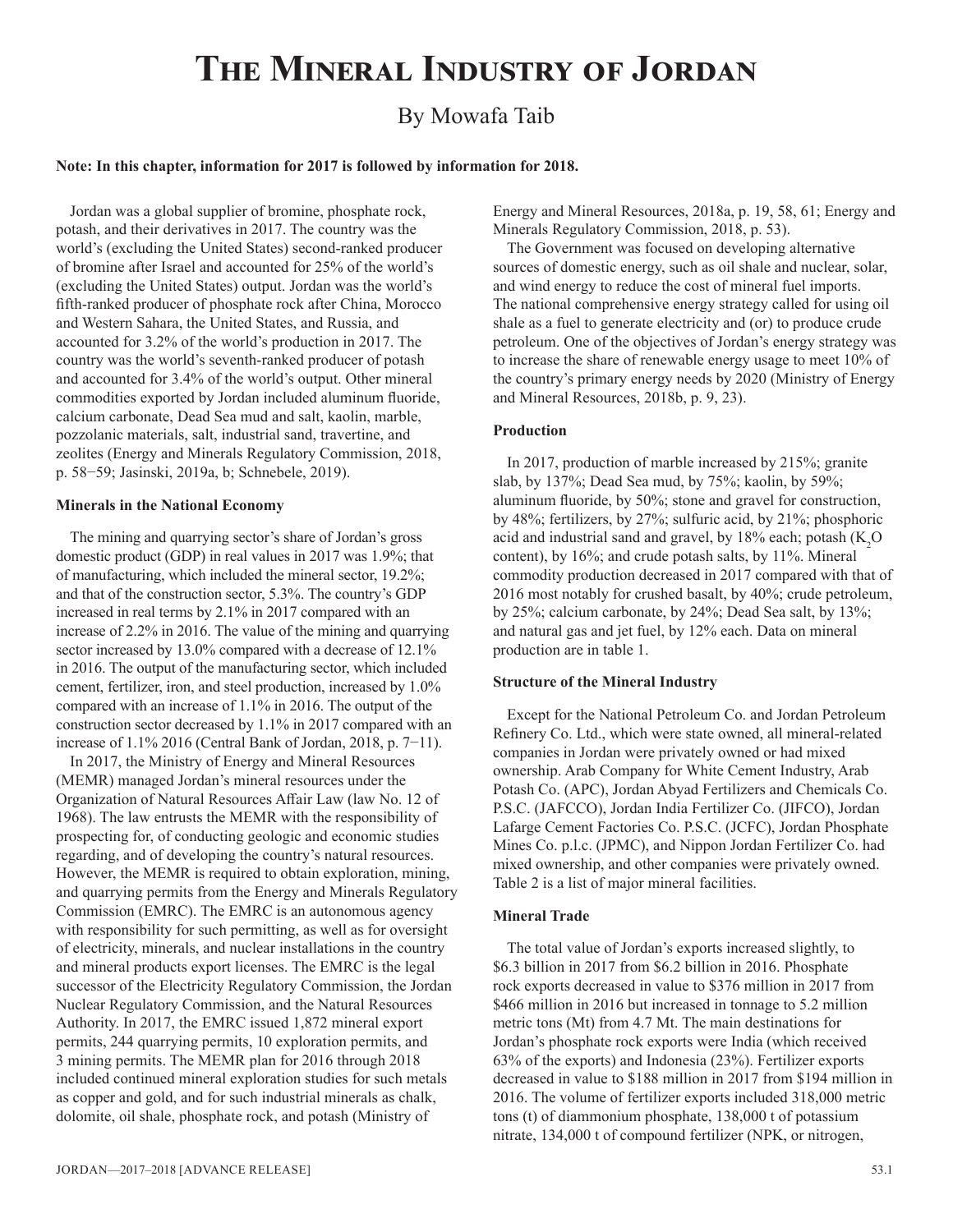# The Mineral Industry of Jordan

By Mowafa Taib

**Note: In this chapter, information for 2017 is followed by information for 2018.**

Jordan was a global supplier of bromine, phosphate rock, potash, and their derivatives in 2017. The country was the world's (excluding the United States) second-ranked producer of bromine after Israel and accounted for 25% of the world's (excluding the United States) output. Jordan was the world's fifth-ranked producer of phosphate rock after China, Morocco and Western Sahara, the United States, and Russia, and accounted for 3.2% of the world's production in 2017. The country was the world's seventh-ranked producer of potash and accounted for 3.4% of the world's output. Other mineral commodities exported by Jordan included aluminum fluoride, calcium carbonate, Dead Sea mud and salt, kaolin, marble, pozzolanic materials, salt, industrial sand, travertine, and zeolites (Energy and Minerals Regulatory Commission, 2018, p. 58−59; Jasinski, 2019a, b; Schnebele, 2019).

### Minerals in the National Economy

The mining and quarrying sector's share of Jordan's gross domestic product (GDP) in real values in 2017 was 1.9%; that of manufacturing, which included the mineral sector, 19.2%; and that of the construction sector, 5.3%. The country's GDP increased in real terms by 2.1% in 2017 compared with an increase of 2.2% in 2016. The value of the mining and quarrying sector increased by 13.0% compared with a decrease of 12.1% in 2016. The output of the manufacturing sector, which included cement, fertilizer, iron, and steel production, increased by 1.0% compared with an increase of 1.1% in 2016. The output of the construction sector decreased by 1.1% in 2017 compared with an increase of 1.1% 2016 (Central Bank of Jordan, 2018, p. 7−11).

In 2017, the Ministry of Energy and Mineral Resources (MEMR) managed Jordan's mineral resources under the Organization of Natural Resources Affair Law (law No. 12 of 1968). The law entrusts the MEMR with the responsibility of prospecting for, of conducting geologic and economic studies regarding, and of developing the country's natural resources. However, the MEMR is required to obtain exploration, mining, and quarrying permits from the Energy and Minerals Regulatory Commission (EMRC). The EMRC is an autonomous agency with responsibility for such permitting, as well as for oversight of electricity, minerals, and nuclear installations in the country and mineral products export licenses. The EMRC is the legal successor of the Electricity Regulatory Commission, the Jordan Nuclear Regulatory Commission, and the Natural Resources Authority. In 2017, the EMRC issued 1,872 mineral export permits, 244 quarrying permits, 10 exploration permits, and 3 mining permits. The MEMR plan for 2016 through 2018 included continued mineral exploration studies for such metals as copper and gold, and for such industrial minerals as chalk, dolomite, oil shale, phosphate rock, and potash (Ministry of Energy and Mineral Resources, 2018a, p. 19, 58, 61; Energy and Minerals Regulatory Commission, 2018, p. 53).

The Government was focused on developing alternative sources of domestic energy, such as oil shale and nuclear, solar, and wind energy to reduce the cost of mineral fuel imports. The national comprehensive energy strategy called for using oil shale as a fuel to generate electricity and (or) to produce crude petroleum. One of the objectives of Jordan's energy strategy was to increase the share of renewable energy usage to meet 10% of the country's primary energy needs by 2020 (Ministry of Energy and Mineral Resources, 2018b, p. 9, 23).

### Production

In 2017, production of marble increased by 215%; granite slab, by 137%; Dead Sea mud, by 75%; kaolin, by 59%; aluminum fluoride, by 50%; stone and gravel for construction, by 48%; fertilizers, by 27%; sulfuric acid, by 21%; phosphoric acid and industrial sand and gravel, by 18% each; potash ($K_2O$ content), by 16%; and crude potash salts, by 11%. Mineral commodity production decreased in 2017 compared with that of 2016 most notably for crushed basalt, by 40%; crude petroleum, by 25%; calcium carbonate, by 24%; Dead Sea salt, by 13%; and natural gas and jet fuel, by 12% each. Data on mineral production are in table 1.

### Structure of the Mineral Industry

Except for the National Petroleum Co. and Jordan Petroleum Refinery Co. Ltd., which were state owned, all mineral-related companies in Jordan were privately owned or had mixed ownership. Arab Company for White Cement Industry, Arab Potash Co. (APC), Jordan Abyad Fertilizers and Chemicals Co. P.S.C. (JAFCCO), Jordan India Fertilizer Co. (JIFCO), Jordan Lafarge Cement Factories Co. P.S.C. (JCFC), Jordan Phosphate Mines Co. p.l.c. (JPMC), and Nippon Jordan Fertilizer Co. had mixed ownership, and other companies were privately owned. Table 2 is a list of major mineral facilities.

### Mineral Trade

The total value of Jordan's exports increased slightly, to \$6.3 billion in 2017 from \$6.2 billion in 2016. Phosphate rock exports decreased in value to \$376 million in 2017 from \$466 million in 2016 but increased in tonnage to 5.2 million metric tons (Mt) from 4.7 Mt. The main destinations for Jordan's phosphate rock exports were India (which received 63% of the exports) and Indonesia (23%). Fertilizer exports decreased in value to \$188 million in 2017 from \$194 million in 2016. The volume of fertilizer exports included 318,000 metric tons (t) of diammonium phosphate, 138,000 t of potassium nitrate, 134,000 t of compound fertilizer (NPK, or nitrogen,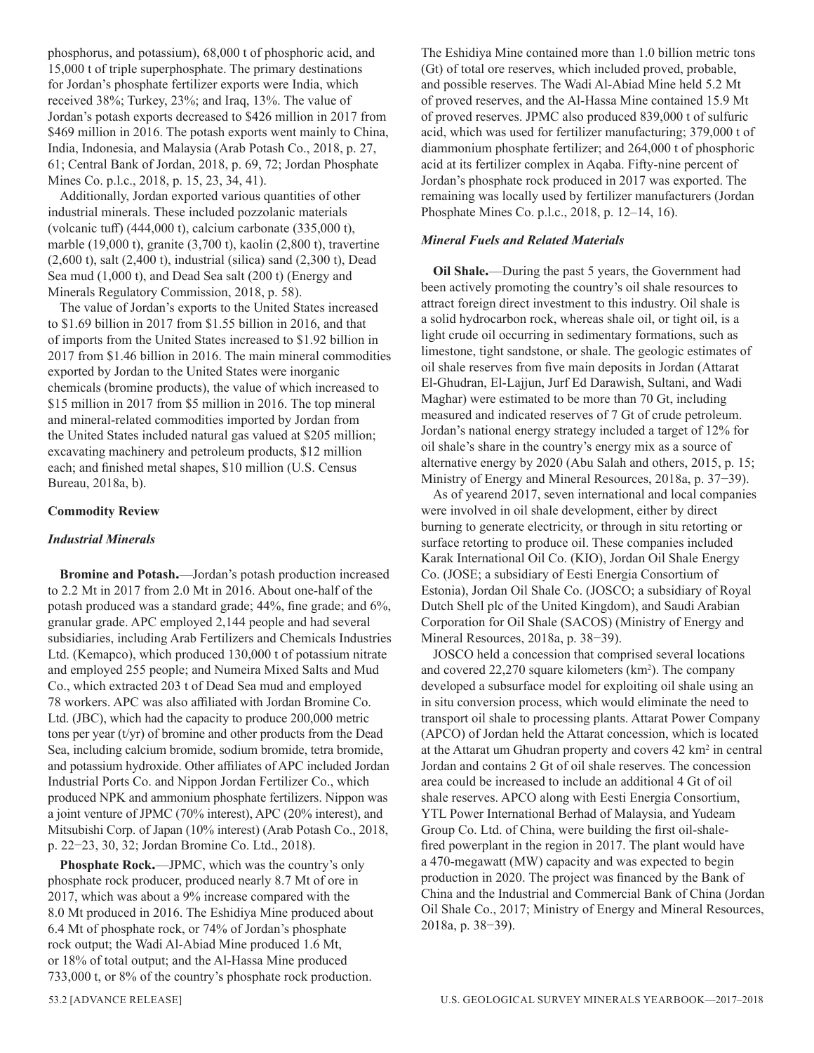phosphorus, and potassium), 68,000 t of phosphoric acid, and 15,000 t of triple superphosphate. The primary destinations for Jordan's phosphate fertilizer exports were India, which received 38%; Turkey, 23%; and Iraq, 13%. The value of Jordan's potash exports decreased to \$426 million in 2017 from \$469 million in 2016. The potash exports went mainly to China, India, Indonesia, and Malaysia (Arab Potash Co., 2018, p. 27, 61; Central Bank of Jordan, 2018, p. 69, 72; Jordan Phosphate Mines Co. p.l.c., 2018, p. 15, 23, 34, 41).

Additionally, Jordan exported various quantities of other industrial minerals. These included pozzolanic materials (volcanic tuff) (444,000 t), calcium carbonate (335,000 t), marble (19,000 t), granite (3,700 t), kaolin (2,800 t), travertine (2,600 t), salt (2,400 t), industrial (silica) sand (2,300 t), Dead Sea mud (1,000 t), and Dead Sea salt (200 t) (Energy and Minerals Regulatory Commission, 2018, p. 58).

The value of Jordan's exports to the United States increased to \$1.69 billion in 2017 from \$1.55 billion in 2016, and that of imports from the United States increased to \$1.92 billion in 2017 from \$1.46 billion in 2016. The main mineral commodities exported by Jordan to the United States were inorganic chemicals (bromine products), the value of which increased to \$15 million in 2017 from \$5 million in 2016. The top mineral and mineral-related commodities imported by Jordan from the United States included natural gas valued at \$205 million; excavating machinery and petroleum products, \$12 million each; and finished metal shapes, \$10 million (U.S. Census Bureau, 2018a, b).

## Commodity Review

### *Industrial Minerals*

**Bromine and Potash.**—Jordan's potash production increased to 2.2 Mt in 2017 from 2.0 Mt in 2016. About one-half of the potash produced was a standard grade; 44%, fine grade; and 6%, granular grade. APC employed 2,144 people and had several subsidiaries, including Arab Fertilizers and Chemicals Industries Ltd. (Kemapco), which produced 130,000 t of potassium nitrate and employed 255 people; and Numeira Mixed Salts and Mud Co., which extracted 203 t of Dead Sea mud and employed 78 workers. APC was also affiliated with Jordan Bromine Co. Ltd. (JBC), which had the capacity to produce 200,000 metric tons per year (t/yr) of bromine and other products from the Dead Sea, including calcium bromide, sodium bromide, tetra bromide, and potassium hydroxide. Other affiliates of APC included Jordan Industrial Ports Co. and Nippon Jordan Fertilizer Co., which produced NPK and ammonium phosphate fertilizers. Nippon was a joint venture of JPMC (70% interest), APC (20% interest), and Mitsubishi Corp. of Japan (10% interest) (Arab Potash Co., 2018, p. 22−23, 30, 32; Jordan Bromine Co. Ltd., 2018).

**Phosphate Rock.**—JPMC, which was the country's only phosphate rock producer, produced nearly 8.7 Mt of ore in 2017, which was about a 9% increase compared with the 8.0 Mt produced in 2016. The Eshidiya Mine produced about 6.4 Mt of phosphate rock, or 74% of Jordan's phosphate rock output; the Wadi Al-Abiad Mine produced 1.6 Mt, or 18% of total output; and the Al-Hassa Mine produced 733,000 t, or 8% of the country's phosphate rock production. The Eshidiya Mine contained more than 1.0 billion metric tons (Gt) of total ore reserves, which included proved, probable, and possible reserves. The Wadi Al-Abiad Mine held 5.2 Mt of proved reserves, and the Al-Hassa Mine contained 15.9 Mt of proved reserves. JPMC also produced 839,000 t of sulfuric acid, which was used for fertilizer manufacturing; 379,000 t of diammonium phosphate fertilizer; and 264,000 t of phosphoric acid at its fertilizer complex in Aqaba. Fifty-nine percent of Jordan's phosphate rock produced in 2017 was exported. The remaining was locally used by fertilizer manufacturers (Jordan Phosphate Mines Co. p.l.c., 2018, p. 12–14, 16).

### *Mineral Fuels and Related Materials*

**Oil Shale.**—During the past 5 years, the Government had been actively promoting the country's oil shale resources to attract foreign direct investment to this industry. Oil shale is a solid hydrocarbon rock, whereas shale oil, or tight oil, is a light crude oil occurring in sedimentary formations, such as limestone, tight sandstone, or shale. The geologic estimates of oil shale reserves from five main deposits in Jordan (Attarat El-Ghudran, El-Lajjun, Jurf Ed Darawish, Sultani, and Wadi Maghar) were estimated to be more than 70 Gt, including measured and indicated reserves of 7 Gt of crude petroleum. Jordan's national energy strategy included a target of 12% for oil shale's share in the country's energy mix as a source of alternative energy by 2020 (Abu Salah and others, 2015, p. 15; Ministry of Energy and Mineral Resources, 2018a, p. 37−39).

As of yearend 2017, seven international and local companies were involved in oil shale development, either by direct burning to generate electricity, or through in situ retorting or surface retorting to produce oil. These companies included Karak International Oil Co. (KIO), Jordan Oil Shale Energy Co. (JOSE; a subsidiary of Eesti Energia Consortium of Estonia), Jordan Oil Shale Co. (JOSCO; a subsidiary of Royal Dutch Shell plc of the United Kingdom), and Saudi Arabian Corporation for Oil Shale (SACOS) (Ministry of Energy and Mineral Resources, 2018a, p. 38−39).

JOSCO held a concession that comprised several locations and covered 22,270 square kilometers ($km^2$). The company developed a subsurface model for exploiting oil shale using an in situ conversion process, which would eliminate the need to transport oil shale to processing plants. Attarat Power Company (APCO) of Jordan held the Attarat concession, which is located at the Attarat um Ghudran property and covers 42 $km^2$ in central Jordan and contains 2 Gt of oil shale reserves. The concession area could be increased to include an additional 4 Gt of oil shale reserves. APCO along with Eesti Energia Consortium, YTL Power International Berhad of Malaysia, and Yudeam Group Co. Ltd. of China, were building the first oil-shale-fired powerplant in the region in 2017. The plant would have a 470-megawatt (MW) capacity and was expected to begin production in 2020. The project was financed by the Bank of China and the Industrial and Commercial Bank of China (Jordan Oil Shale Co., 2017; Ministry of Energy and Mineral Resources, 2018a, p. 38−39).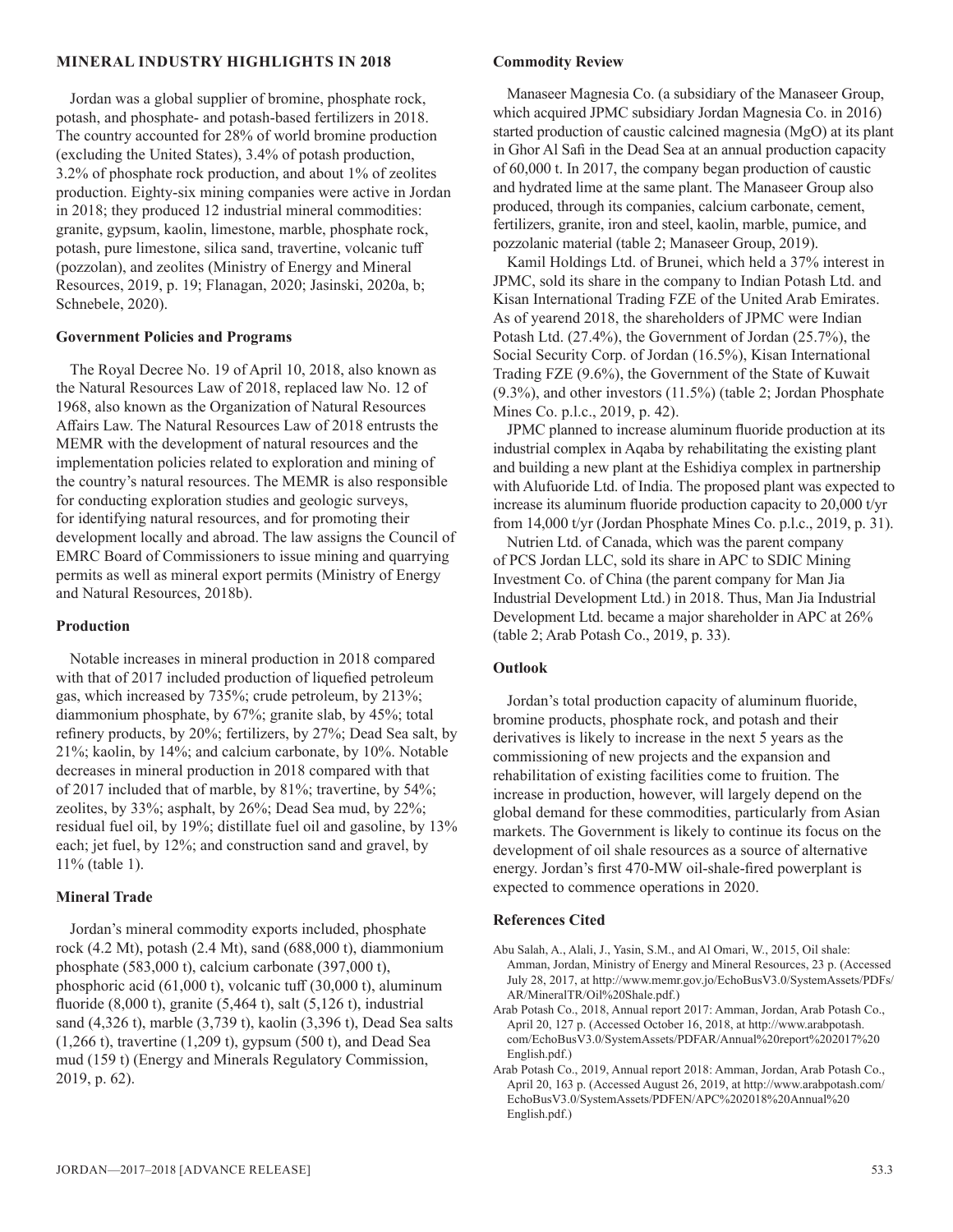## MINERAL INDUSTRY HIGHLIGHTS IN 2018

Jordan was a global supplier of bromine, phosphate rock, potash, and phosphate- and potash-based fertilizers in 2018. The country accounted for 28% of world bromine production (excluding the United States), 3.4% of potash production, 3.2% of phosphate rock production, and about 1% of zeolites production. Eighty-six mining companies were active in Jordan in 2018; they produced 12 industrial mineral commodities: granite, gypsum, kaolin, limestone, marble, phosphate rock, potash, pure limestone, silica sand, travertine, volcanic tuff (pozzolan), and zeolites (Ministry of Energy and Mineral Resources, 2019, p. 19; Flanagan, 2020; Jasinski, 2020a, b; Schnebele, 2020).

### Government Policies and Programs

The Royal Decree No. 19 of April 10, 2018, also known as the Natural Resources Law of 2018, replaced law No. 12 of 1968, also known as the Organization of Natural Resources Affairs Law. The Natural Resources Law of 2018 entrusts the MEMR with the development of natural resources and the implementation policies related to exploration and mining of the country's natural resources. The MEMR is also responsible for conducting exploration studies and geologic surveys, for identifying natural resources, and for promoting their development locally and abroad. The law assigns the Council of EMRC Board of Commissioners to issue mining and quarrying permits as well as mineral export permits (Ministry of Energy and Natural Resources, 2018b).

### Production

Notable increases in mineral production in 2018 compared with that of 2017 included production of liquefied petroleum gas, which increased by 735%; crude petroleum, by 213%; diammonium phosphate, by 67%; granite slab, by 45%; total refinery products, by 20%; fertilizers, by 27%; Dead Sea salt, by 21%; kaolin, by 14%; and calcium carbonate, by 10%. Notable decreases in mineral production in 2018 compared with that of 2017 included that of marble, by 81%; travertine, by 54%; zeolites, by 33%; asphalt, by 26%; Dead Sea mud, by 22%; residual fuel oil, by 19%; distillate fuel oil and gasoline, by 13% each; jet fuel, by 12%; and construction sand and gravel, by 11% (table 1).

### Mineral Trade

Jordan's mineral commodity exports included, phosphate rock (4.2 Mt), potash (2.4 Mt), sand (688,000 t), diammonium phosphate (583,000 t), calcium carbonate (397,000 t), phosphoric acid (61,000 t), volcanic tuff (30,000 t), aluminum fluoride (8,000 t), granite (5,464 t), salt (5,126 t), industrial sand (4,326 t), marble (3,739 t), kaolin (3,396 t), Dead Sea salts (1,266 t), travertine (1,209 t), gypsum (500 t), and Dead Sea mud (159 t) (Energy and Minerals Regulatory Commission, 2019, p. 62).

### Commodity Review

Manaseer Magnesia Co. (a subsidiary of the Manaseer Group, which acquired JPMC subsidiary Jordan Magnesia Co. in 2016) started production of caustic calcined magnesia (MgO) at its plant in Ghor Al Safi in the Dead Sea at an annual production capacity of 60,000 t. In 2017, the company began production of caustic and hydrated lime at the same plant. The Manaseer Group also produced, through its companies, calcium carbonate, cement, fertilizers, granite, iron and steel, kaolin, marble, pumice, and pozzolanic material (table 2; Manaseer Group, 2019).

Kamil Holdings Ltd. of Brunei, which held a 37% interest in JPMC, sold its share in the company to Indian Potash Ltd. and Kisan International Trading FZE of the United Arab Emirates. As of yearend 2018, the shareholders of JPMC were Indian Potash Ltd. (27.4%), the Government of Jordan (25.7%), the Social Security Corp. of Jordan (16.5%), Kisan International Trading FZE (9.6%), the Government of the State of Kuwait (9.3%), and other investors (11.5%) (table 2; Jordan Phosphate Mines Co. p.l.c., 2019, p. 42).

JPMC planned to increase aluminum fluoride production at its industrial complex in Aqaba by rehabilitating the existing plant and building a new plant at the Eshidiya complex in partnership with Alufuoride Ltd. of India. The proposed plant was expected to increase its aluminum fluoride production capacity to 20,000 t/yr from 14,000 t/yr (Jordan Phosphate Mines Co. p.l.c., 2019, p. 31).

Nutrien Ltd. of Canada, which was the parent company of PCS Jordan LLC, sold its share in APC to SDIC Mining Investment Co. of China (the parent company for Man Jia Industrial Development Ltd.) in 2018. Thus, Man Jia Industrial Development Ltd. became a major shareholder in APC at 26% (table 2; Arab Potash Co., 2019, p. 33).

### Outlook

Jordan's total production capacity of aluminum fluoride, bromine products, phosphate rock, and potash and their derivatives is likely to increase in the next 5 years as the commissioning of new projects and the expansion and rehabilitation of existing facilities come to fruition. The increase in production, however, will largely depend on the global demand for these commodities, particularly from Asian markets. The Government is likely to continue its focus on the development of oil shale resources as a source of alternative energy. Jordan's first 470-MW oil-shale-fired powerplant is expected to commence operations in 2020.

### References Cited

Abu Salah, A., Alali, J., Yasin, S.M., and Al Omari, W., 2015, Oil shale: Amman, Jordan, Ministry of Energy and Mineral Resources, 23 p. (Accessed July 28, 2017, at http://www.memr.gov.jo/EchoBusV3.0/SystemAssets/PDFs/AR/MineralTR/Oil%20Shale.pdf.)

Arab Potash Co., 2018, Annual report 2017: Amman, Jordan, Arab Potash Co., April 20, 127 p. (Accessed October 16, 2018, at http://www.arabpotash.com/EchoBusV3.0/SystemAssets/PDFAR/Annual%20report%202017%20English.pdf.)

Arab Potash Co., 2019, Annual report 2018: Amman, Jordan, Arab Potash Co., April 20, 163 p. (Accessed August 26, 2019, at http://www.arabpotash.com/EchoBusV3.0/SystemAssets/PDFEN/APC%202018%20Annual%20English.pdf.)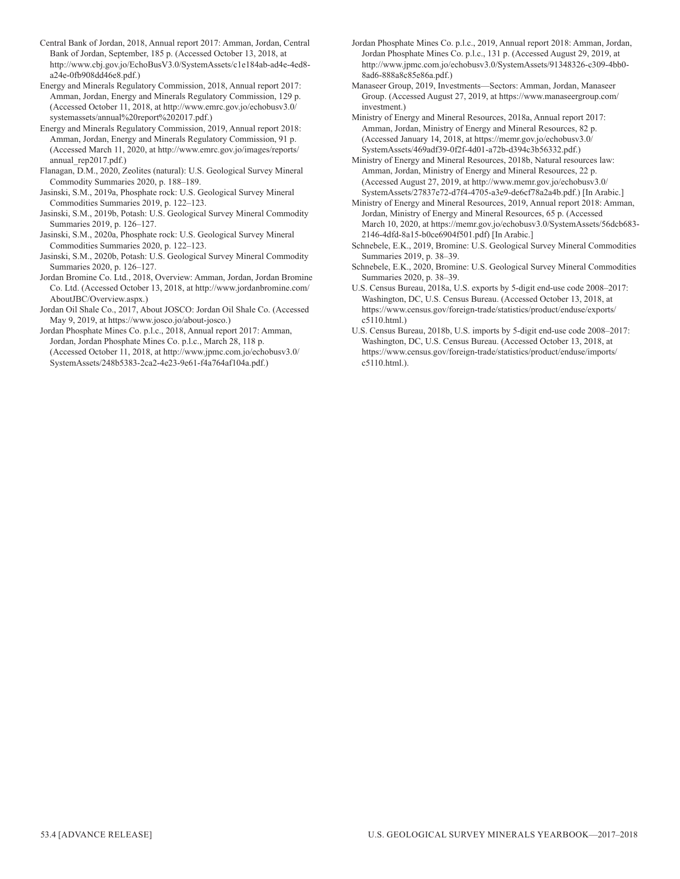Central Bank of Jordan, 2018, Annual report 2017: Amman, Jordan, Central Bank of Jordan, September, 185 p. (Accessed October 13, 2018, at http://www.cbj.gov.jo/EchoBusV3.0/SystemAssets/c1e184ab-ad4e-4ed8-a24e-0fb908dd46e8.pdf.)

Energy and Minerals Regulatory Commission, 2018, Annual report 2017: Amman, Jordan, Energy and Minerals Regulatory Commission, 129 p. (Accessed October 11, 2018, at http://www.emrc.gov.jo/echobusv3.0/systemassets/annual%20report%202017.pdf.)

Energy and Minerals Regulatory Commission, 2019, Annual report 2018: Amman, Jordan, Energy and Minerals Regulatory Commission, 91 p. (Accessed March 11, 2020, at http://www.emrc.gov.jo/images/reports/annual_rep2017.pdf.)

Flanagan, D.M., 2020, Zeolites (natural): U.S. Geological Survey Mineral Commodity Summaries 2020, p. 188–189.

Jasinski, S.M., 2019a, Phosphate rock: U.S. Geological Survey Mineral Commodities Summaries 2019, p. 122–123.

Jasinski, S.M., 2019b, Potash: U.S. Geological Survey Mineral Commodity Summaries 2019, p. 126–127.

Jasinski, S.M., 2020a, Phosphate rock: U.S. Geological Survey Mineral Commodities Summaries 2020, p. 122–123.

Jasinski, S.M., 2020b, Potash: U.S. Geological Survey Mineral Commodity Summaries 2020, p. 126–127.

Jordan Bromine Co. Ltd., 2018, Overview: Amman, Jordan, Jordan Bromine Co. Ltd. (Accessed October 13, 2018, at http://www.jordanbromine.com/AboutJBC/Overview.aspx.)

Jordan Oil Shale Co., 2017, About JOSCO: Jordan Oil Shale Co. (Accessed May 9, 2019, at https://www.josco.jo/about-josco.)

Jordan Phosphate Mines Co. p.l.c., 2018, Annual report 2017: Amman, Jordan, Jordan Phosphate Mines Co. p.l.c., March 28, 118 p. (Accessed October 11, 2018, at http://www.jpmc.com.jo/echobusv3.0/SystemAssets/248b5383-2ca2-4e23-9e61-f4a764af104a.pdf.)

Jordan Phosphate Mines Co. p.l.c., 2019, Annual report 2018: Amman, Jordan, Jordan Phosphate Mines Co. p.l.c., 131 p. (Accessed August 29, 2019, at http://www.jpmc.com.jo/echobusv3.0/SystemAssets/91348326-c309-4bb0-8ad6-888a8c85e86a.pdf.)

Manaseer Group, 2019, Investments—Sectors: Amman, Jordan, Manaseer Group. (Accessed August 27, 2019, at https://www.manaseergroup.com/investment.)

Ministry of Energy and Mineral Resources, 2018a, Annual report 2017: Amman, Jordan, Ministry of Energy and Mineral Resources, 82 p. (Accessed January 14, 2018, at https://memr.gov.jo/echobusv3.0/SystemAssets/469adf39-0f2f-4d01-a72b-d394c3b56332.pdf.)

Ministry of Energy and Mineral Resources, 2018b, Natural resources law: Amman, Jordan, Ministry of Energy and Mineral Resources, 22 p. (Accessed August 27, 2019, at http://www.memr.gov.jo/echobusv3.0/SystemAssets/27837e72-d7f4-4705-a3e9-de6cf78a2a4b.pdf.) [In Arabic.]

Ministry of Energy and Mineral Resources, 2019, Annual report 2018: Amman, Jordan, Ministry of Energy and Mineral Resources, 65 p. (Accessed March 10, 2020, at https://memr.gov.jo/echobusv3.0/SystemAssets/56dcb683-2146-4dfd-8a15-b0ce6904f501.pdf) [In Arabic.]

Schnebele, E.K., 2019, Bromine: U.S. Geological Survey Mineral Commodities Summaries 2019, p. 38–39.

Schnebele, E.K., 2020, Bromine: U.S. Geological Survey Mineral Commodities Summaries 2020, p. 38–39.

U.S. Census Bureau, 2018a, U.S. exports by 5-digit end-use code 2008–2017: Washington, DC, U.S. Census Bureau. (Accessed October 13, 2018, at https://www.census.gov/foreign-trade/statistics/product/enduse/exports/c5110.html.)

U.S. Census Bureau, 2018b, U.S. imports by 5-digit end-use code 2008–2017: Washington, DC, U.S. Census Bureau. (Accessed October 13, 2018, at https://www.census.gov/foreign-trade/statistics/product/enduse/imports/c5110.html.).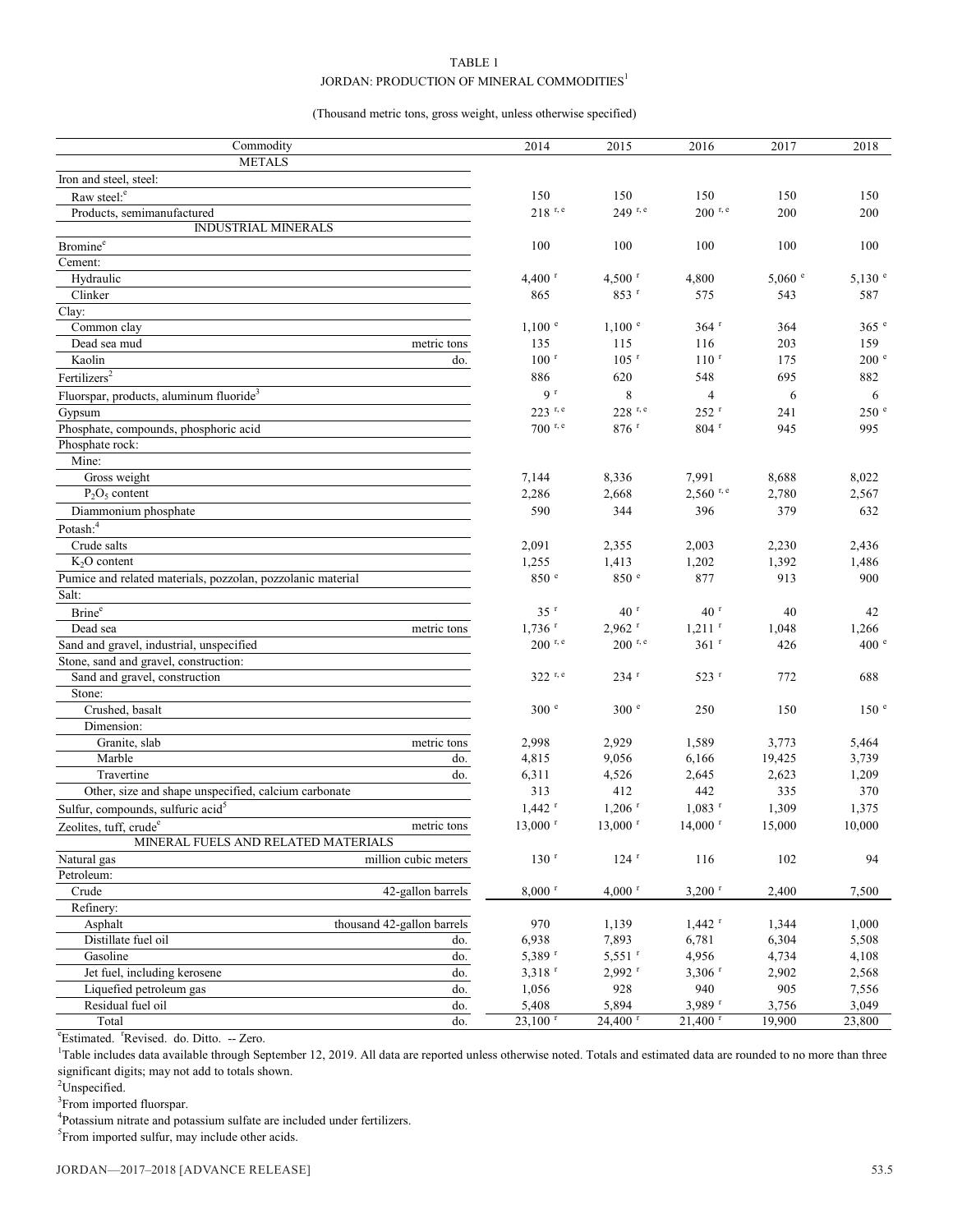TABLE 1

JORDAN: PRODUCTION OF MINERAL COMMODITIES[1]

(Thousand metric tons, gross weight, unless otherwise specified)

| Commodity | | 2014 | 2015 | 2016 | 2017 | 2018 |
|---|---|---|---|---|---|---|
| METALS | | | | | | |
| Iron and steel, steel: | | | | | | |
| Raw steel:[e] | | 150 | 150 | 150 | 150 | 150 |
| Products, semimanufactured | | 218 [r, e] | 249 [r, e] | 200 [r, e] | 200 | 200 |
| INDUSTRIAL MINERALS | | | | | | |
| Bromine[e] | | 100 | 100 | 100 | 100 | 100 |
| Cement: | | | | | | |
| Hydraulic | | 4,400 [r] | 4,500 [r] | 4,800 | 5,060 [e] | 5,130 [e] |
| Clinker | | 865 | 853 [r] | 575 | 543 | 587 |
| Clay: | | | | | | |
| Common clay | | 1,100 [e] | 1,100 [e] | 364 [r] | 364 | 365 [e] |
| Dead sea mud | metric tons | 135 | 115 | 116 | 203 | 159 |
| Kaolin | do. | 100 [r] | 105 [r] | 110 [r] | 175 | 200 [e] |
| Fertilizers[2] | | 886 | 620 | 548 | 695 | 882 |
| Fluorspar, products, aluminum fluoride[3] | | 9 [r] | 8 | 4 | 6 | 6 |
| Gypsum | | 223 [r, e] | 228 [r, e] | 252 [r] | 241 | 250 [e] |
| Phosphate, compounds, phosphoric acid | | 700 [r, e] | 876 [r] | 804 [r] | 945 | 995 |
| Phosphate rock: | | | | | | |
| Mine: | | | | | | |
| Gross weight | | 7,144 | 8,336 | 7,991 | 8,688 | 8,022 |
| $P_2O_5$ content | | 2,286 | 2,668 | 2,560 [r, e] | 2,780 | 2,567 |
| Diammonium phosphate | | 590 | 344 | 396 | 379 | 632 |
| Potash:[4] | | | | | | |
| Crude salts | | 2,091 | 2,355 | 2,003 | 2,230 | 2,436 |
| $K_2O$ content | | 1,255 | 1,413 | 1,202 | 1,392 | 1,486 |
| Pumice and related materials, pozzolan, pozzolanic material | | 850 [e] | 850 [e] | 877 | 913 | 900 |
| Salt: | | | | | | |
| Brine[e] | | 35 [r] | 40 [r] | 40 [r] | 40 | 42 |
| Dead sea | metric tons | 1,736 [r] | 2,962 [r] | 1,211 [r] | 1,048 | 1,266 |
| Sand and gravel, industrial, unspecified | | 200 [r, e] | 200 [r, e] | 361 [r] | 426 | 400 [e] |
| Stone, sand and gravel, construction: | | | | | | |
| Sand and gravel, construction | | 322 [r, e] | 234 [r] | 523 [r] | 772 | 688 |
| Stone: | | | | | | |
| Crushed, basalt | | 300 [e] | 300 [e] | 250 | 150 | 150 [e] |
| Dimension: | | | | | | |
| Granite, slab | metric tons | 2,998 | 2,929 | 1,589 | 3,773 | 5,464 |
| Marble | do. | 4,815 | 9,056 | 6,166 | 19,425 | 3,739 |
| Travertine | do. | 6,311 | 4,526 | 2,645 | 2,623 | 1,209 |
| Other, size and shape unspecified, calcium carbonate | | 313 | 412 | 442 | 335 | 370 |
| Sulfur, compounds, sulfuric acid[5] | | 1,442 [r] | 1,206 [r] | 1,083 [r] | 1,309 | 1,375 |
| Zeolites, tuff, crude[e] | metric tons | 13,000 [r] | 13,000 [r] | 14,000 [r] | 15,000 | 10,000 |
| MINERAL FUELS AND RELATED MATERIALS | | | | | | |
| Natural gas | million cubic meters | 130 [r] | 124 [r] | 116 | 102 | 94 |
| Petroleum: | | | | | | |
| Crude | 42-gallon barrels | 8,000 [r] | 4,000 [r] | 3,200 [r] | 2,400 | 7,500 |
| Refinery: | | | | | | |
| Asphalt | thousand 42-gallon barrels | 970 | 1,139 | 1,442 [r] | 1,344 | 1,000 |
| Distillate fuel oil | do. | 6,938 | 7,893 | 6,781 | 6,304 | 5,508 |
| Gasoline | do. | 5,389 [r] | 5,551 [r] | 4,956 | 4,734 | 4,108 |
| Jet fuel, including kerosene | do. | 3,318 [r] | 2,992 [r] | 3,306 [r] | 2,902 | 2,568 |
| Liquefied petroleum gas | do. | 1,056 | 928 | 940 | 905 | 7,556 |
| Residual fuel oil | do. | 5,408 | 5,894 | 3,989 [r] | 3,756 | 3,049 |
| Total | do. | 23,100 [r] | 24,400 [r] | 21,400 [r] | 19,900 | 23,800 |

[e]Estimated. [r]Revised. do. Ditto. -- Zero.

[1]Table includes data available through September 12, 2019. All data are reported unless otherwise noted. Totals and estimated data are rounded to no more than three significant digits; may not add to totals shown.

[2]Unspecified.

[3]From imported fluorspar.

[4]Potassium nitrate and potassium sulfate are included under fertilizers.

[5]From imported sulfur, may include other acids.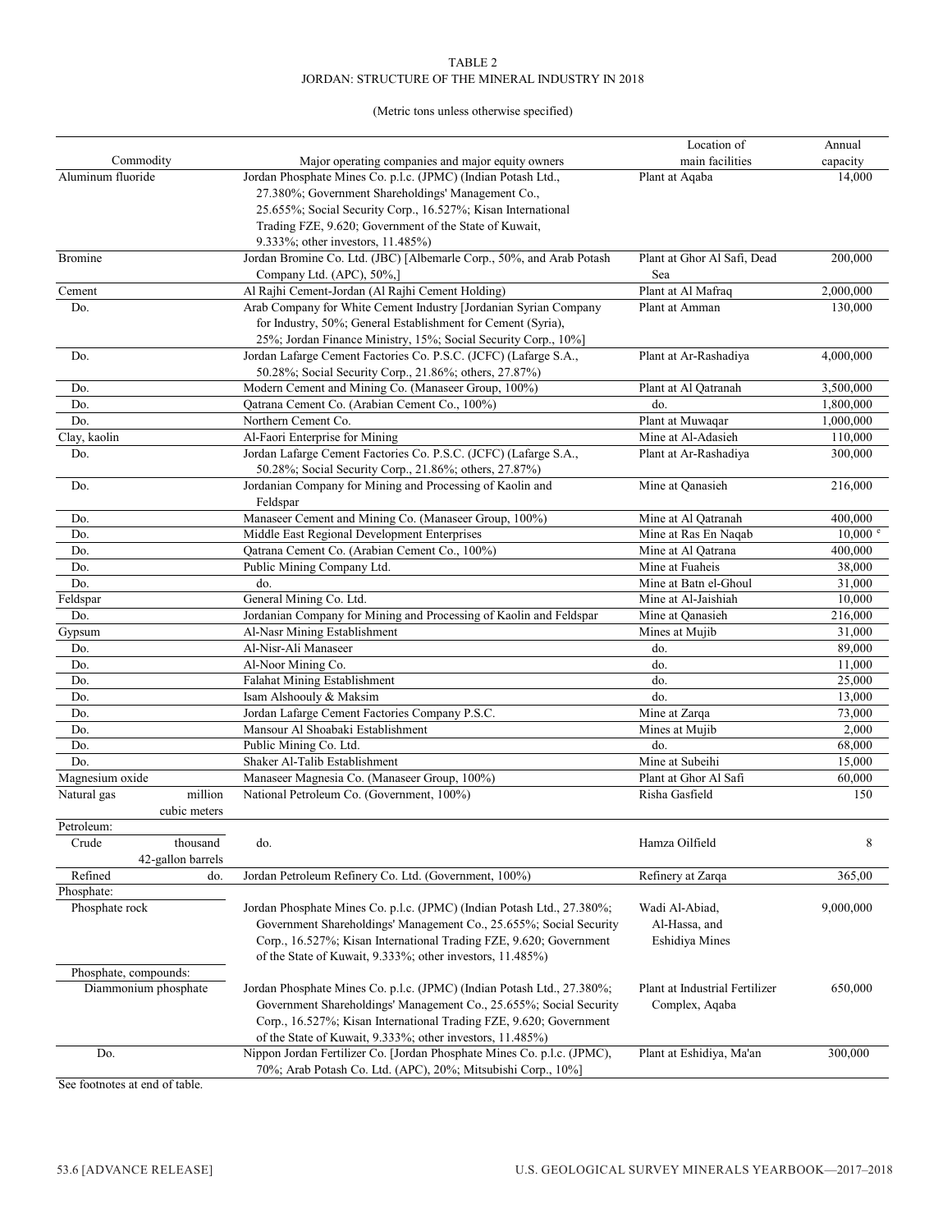TABLE 2
JORDAN: STRUCTURE OF THE MINERAL INDUSTRY IN 2018

(Metric tons unless otherwise specified)

| Commodity | | Major operating companies and major equity owners | Location of main facilities | Annual capacity |
|---|---|---|---|---|
| Aluminum fluoride | | Jordan Phosphate Mines Co. p.l.c. (JPMC) (Indian Potash Ltd., 27.380%; Government Shareholdings' Management Co., 25.655%; Social Security Corp., 16.527%; Kisan International Trading FZE, 9.620; Government of the State of Kuwait, 9.333%; other investors, 11.485%) | Plant at Aqaba | 14,000 |
| Bromine | | Jordan Bromine Co. Ltd. (JBC) [Albemarle Corp., 50%, and Arab Potash Company Ltd. (APC), 50%,] | Plant at Ghor Al Safi, Dead Sea | 200,000 |
| Cement | | Al Rajhi Cement-Jordan (Al Rajhi Cement Holding) | Plant at Al Mafraq | 2,000,000 |
| Do. | | Arab Company for White Cement Industry [Jordanian Syrian Company for Industry, 50%; General Establishment for Cement (Syria), 25%; Jordan Finance Ministry, 15%; Social Security Corp., 10%] | Plant at Amman | 130,000 |
| Do. | | Jordan Lafarge Cement Factories Co. P.S.C. (JCFC) (Lafarge S.A., 50.28%; Social Security Corp., 21.86%; others, 27.87%) | Plant at Ar-Rashadiya | 4,000,000 |
| Do. | | Modern Cement and Mining Co. (Manaseer Group, 100%) | Plant at Al Qatranah | 3,500,000 |
| Do. | | Qatrana Cement Co. (Arabian Cement Co., 100%) | do. | 1,800,000 |
| Do. | | Northern Cement Co. | Plant at Muwaqar | 1,000,000 |
| Clay, kaolin | | Al-Faori Enterprise for Mining | Mine at Al-Adasieh | 110,000 |
| Do. | | Jordan Lafarge Cement Factories Co. P.S.C. (JCFC) (Lafarge S.A., 50.28%; Social Security Corp., 21.86%; others, 27.87%) | Plant at Ar-Rashadiya | 300,000 |
| Do. | | Jordanian Company for Mining and Processing of Kaolin and Feldspar | Mine at Qanasieh | 216,000 |
| Do. | | Manaseer Cement and Mining Co. (Manaseer Group, 100%) | Mine at Al Qatranah | 400,000 |
| Do. | | Middle East Regional Development Enterprises | Mine at Ras En Naqab | 10,000 [e] |
| Do. | | Qatrana Cement Co. (Arabian Cement Co., 100%) | Mine at Al Qatrana | 400,000 |
| Do. | | Public Mining Company Ltd. | Mine at Fuaheis | 38,000 |
| Do. | | do. | Mine at Batn el-Ghoul | 31,000 |
| Feldspar | | General Mining Co. Ltd. | Mine at Al-Jaishiah | 10,000 |
| Do. | | Jordanian Company for Mining and Processing of Kaolin and Feldspar | Mine at Qanasieh | 216,000 |
| Gypsum | | Al-Nasr Mining Establishment | Mines at Mujib | 31,000 |
| Do. | | Al-Nisr-Ali Manaseer | do. | 89,000 |
| Do. | | Al-Noor Mining Co. | do. | 11,000 |
| Do. | | Falahat Mining Establishment | do. | 25,000 |
| Do. | | Isam Alshoouly & Maksim | do. | 13,000 |
| Do. | | Jordan Lafarge Cement Factories Company P.S.C. | Mine at Zarqa | 73,000 |
| Do. | | Mansour Al Shoabaki Establishment | Mines at Mujib | 2,000 |
| Do. | | Public Mining Co. Ltd. | do. | 68,000 |
| Do. | | Shaker Al-Talib Establishment | Mine at Subeihi | 15,000 |
| Magnesium oxide | | Manaseer Magnesia Co. (Manaseer Group, 100%) | Plant at Ghor Al Safi | 60,000 |
| Natural gas | million cubic meters | National Petroleum Co. (Government, 100%) | Risha Gasfield | 150 |
| Petroleum: | | | | |
| Crude | thousand 42-gallon barrels | do. | Hamza Oilfield | 8 |
| Refined | do. | Jordan Petroleum Refinery Co. Ltd. (Government, 100%) | Refinery at Zarqa | 365,00 |
| Phosphate: | | | | |
| Phosphate rock | | Jordan Phosphate Mines Co. p.l.c. (JPMC) (Indian Potash Ltd., 27.380%; Government Shareholdings' Management Co., 25.655%; Social Security Corp., 16.527%; Kisan International Trading FZE, 9.620; Government of the State of Kuwait, 9.333%; other investors, 11.485%) | Wadi Al-Abiad, Al-Hassa, and Eshidiya Mines | 9,000,000 |
| Phosphate, compounds: | | | | |
| Diammonium phosphate | | Jordan Phosphate Mines Co. p.l.c. (JPMC) (Indian Potash Ltd., 27.380%; Government Shareholdings' Management Co., 25.655%; Social Security Corp., 16.527%; Kisan International Trading FZE, 9.620; Government of the State of Kuwait, 9.333%; other investors, 11.485%) | Plant at Industrial Fertilizer Complex, Aqaba | 650,000 |
| Do. | | Nippon Jordan Fertilizer Co. [Jordan Phosphate Mines Co. p.l.c. (JPMC), 70%; Arab Potash Co. Ltd. (APC), 20%; Mitsubishi Corp., 10%] | Plant at Eshidiya, Ma'an | 300,000 |

See footnotes at end of table.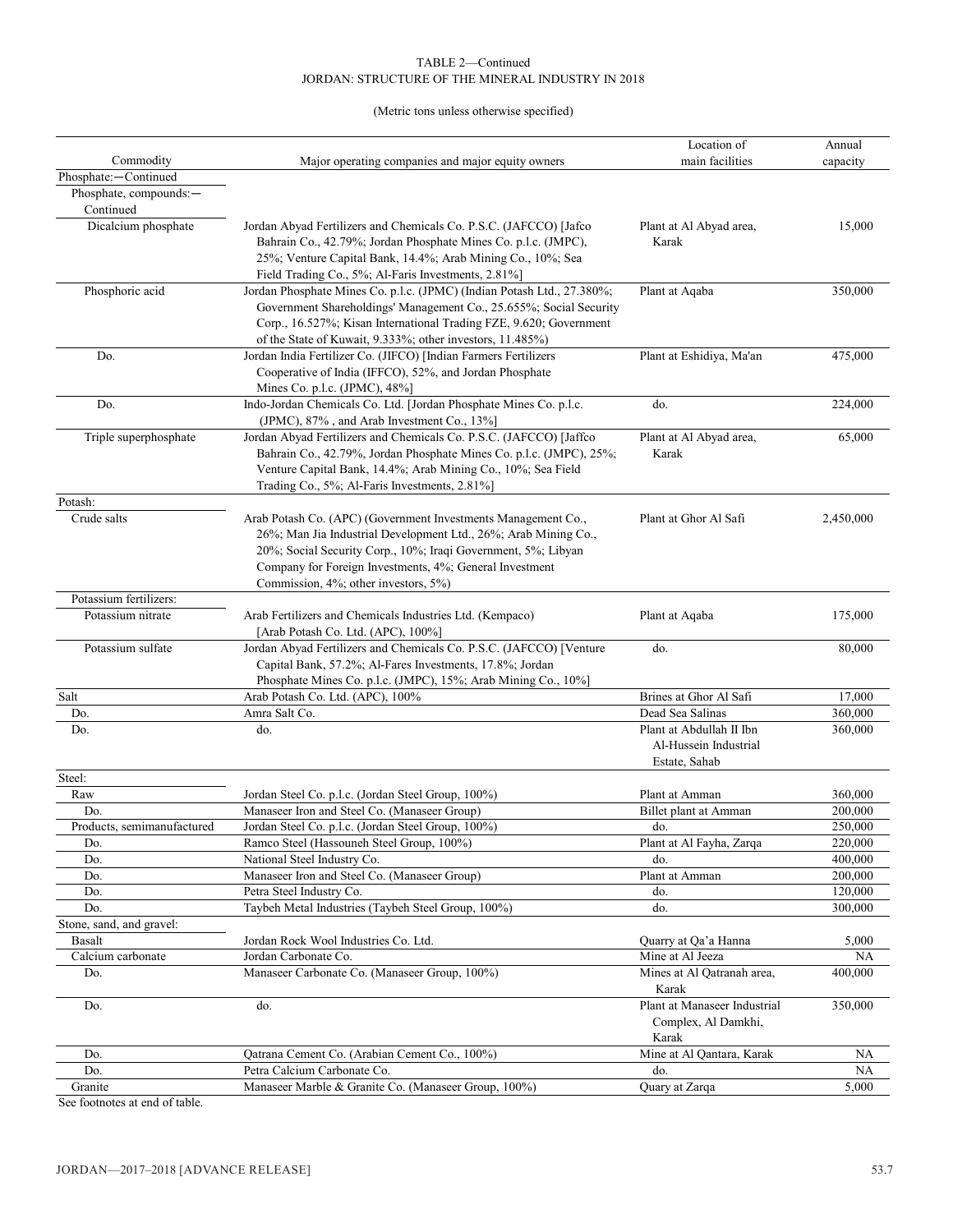TABLE 2—Continued
JORDAN: STRUCTURE OF THE MINERAL INDUSTRY IN 2018

(Metric tons unless otherwise specified)

| Commodity | Major operating companies and major equity owners | Location of main facilities | Annual capacity |
|---|---|---|---|
| Phosphate:—Continued | | | |
| Phosphate, compounds:—Continued | | | |
| Dicalcium phosphate | Jordan Abyad Fertilizers and Chemicals Co. P.S.C. (JAFCCO) [Jafco Bahrain Co., 42.79%; Jordan Phosphate Mines Co. p.l.c. (JMPC), 25%; Venture Capital Bank, 14.4%; Arab Mining Co., 10%; Sea Field Trading Co., 5%; Al-Faris Investments, 2.81%] | Plant at Al Abyad area, Karak | 15,000 |
| Phosphoric acid | Jordan Phosphate Mines Co. p.l.c. (JPMC) (Indian Potash Ltd., 27.380%; Government Shareholdings' Management Co., 25.655%; Social Security Corp., 16.527%; Kisan International Trading FZE, 9.620; Government of the State of Kuwait, 9.333%; other investors, 11.485%) | Plant at Aqaba | 350,000 |
| Do. | Jordan India Fertilizer Co. (JIFCO) [Indian Farmers Fertilizers Cooperative of India (IFFCO), 52%, and Jordan Phosphate Mines Co. p.l.c. (JPMC), 48%] | Plant at Eshidiya, Ma'an | 475,000 |
| Do. | Indo-Jordan Chemicals Co. Ltd. [Jordan Phosphate Mines Co. p.l.c. (JPMC), 87% , and Arab Investment Co., 13%] | do. | 224,000 |
| Triple superphosphate | Jordan Abyad Fertilizers and Chemicals Co. P.S.C. (JAFCCO) [Jaffco Bahrain Co., 42.79%, Jordan Phosphate Mines Co. p.l.c. (JMPC), 25%; Venture Capital Bank, 14.4%; Arab Mining Co., 10%; Sea Field Trading Co., 5%; Al-Faris Investments, 2.81%] | Plant at Al Abyad area, Karak | 65,000 |
| Potash: | | | |
| Crude salts | Arab Potash Co. (APC) (Government Investments Management Co., 26%; Man Jia Industrial Development Ltd., 26%; Arab Mining Co., 20%; Social Security Corp., 10%; Iraqi Government, 5%; Libyan Company for Foreign Investments, 4%; General Investment Commission, 4%; other investors, 5%) | Plant at Ghor Al Safi | 2,450,000 |
| Potassium fertilizers: | | | |
| Potassium nitrate | Arab Fertilizers and Chemicals Industries Ltd. (Kempaco) [Arab Potash Co. Ltd. (APC), 100%] | Plant at Aqaba | 175,000 |
| Potassium sulfate | Jordan Abyad Fertilizers and Chemicals Co. P.S.C. (JAFCCO) [Venture Capital Bank, 57.2%; Al-Fares Investments, 17.8%; Jordan Phosphate Mines Co. p.l.c. (JMPC), 15%; Arab Mining Co., 10%] | do. | 80,000 |
| Salt | Arab Potash Co. Ltd. (APC), 100% | Brines at Ghor Al Safi | 17,000 |
| Do. | Amra Salt Co. | Dead Sea Salinas | 360,000 |
| Do. | do. | Plant at Abdullah II Ibn Al-Hussein Industrial Estate, Sahab | 360,000 |
| Steel: | | | |
| Raw | Jordan Steel Co. p.l.c. (Jordan Steel Group, 100%) | Plant at Amman | 360,000 |
| Do. | Manaseer Iron and Steel Co. (Manaseer Group) | Billet plant at Amman | 200,000 |
| Products, semimanufactured | Jordan Steel Co. p.l.c. (Jordan Steel Group, 100%) | do. | 250,000 |
| Do. | Ramco Steel (Hassouneh Steel Group, 100%) | Plant at Al Fayha, Zarqa | 220,000 |
| Do. | National Steel Industry Co. | do. | 400,000 |
| Do. | Manaseer Iron and Steel Co. (Manaseer Group) | Plant at Amman | 200,000 |
| Do. | Petra Steel Industry Co. | do. | 120,000 |
| Do. | Taybeh Metal Industries (Taybeh Steel Group, 100%) | do. | 300,000 |
| Stone, sand, and gravel: | | | |
| Basalt | Jordan Rock Wool Industries Co. Ltd. | Quarry at Qa'a Hanna | 5,000 |
| Calcium carbonate | Jordan Carbonate Co. | Mine at Al Jeeza | NA |
| Do. | Manaseer Carbonate Co. (Manaseer Group, 100%) | Mines at Al Qatranah area, Karak | 400,000 |
| Do. | do. | Plant at Manaseer Industrial Complex, Al Damkhi, Karak | 350,000 |
| Do. | Qatrana Cement Co. (Arabian Cement Co., 100%) | Mine at Al Qantara, Karak | NA |
| Do. | Petra Calcium Carbonate Co. | do. | NA |
| Granite | Manaseer Marble & Granite Co. (Manaseer Group, 100%) | Quary at Zarqa | 5,000 |

See footnotes at end of table.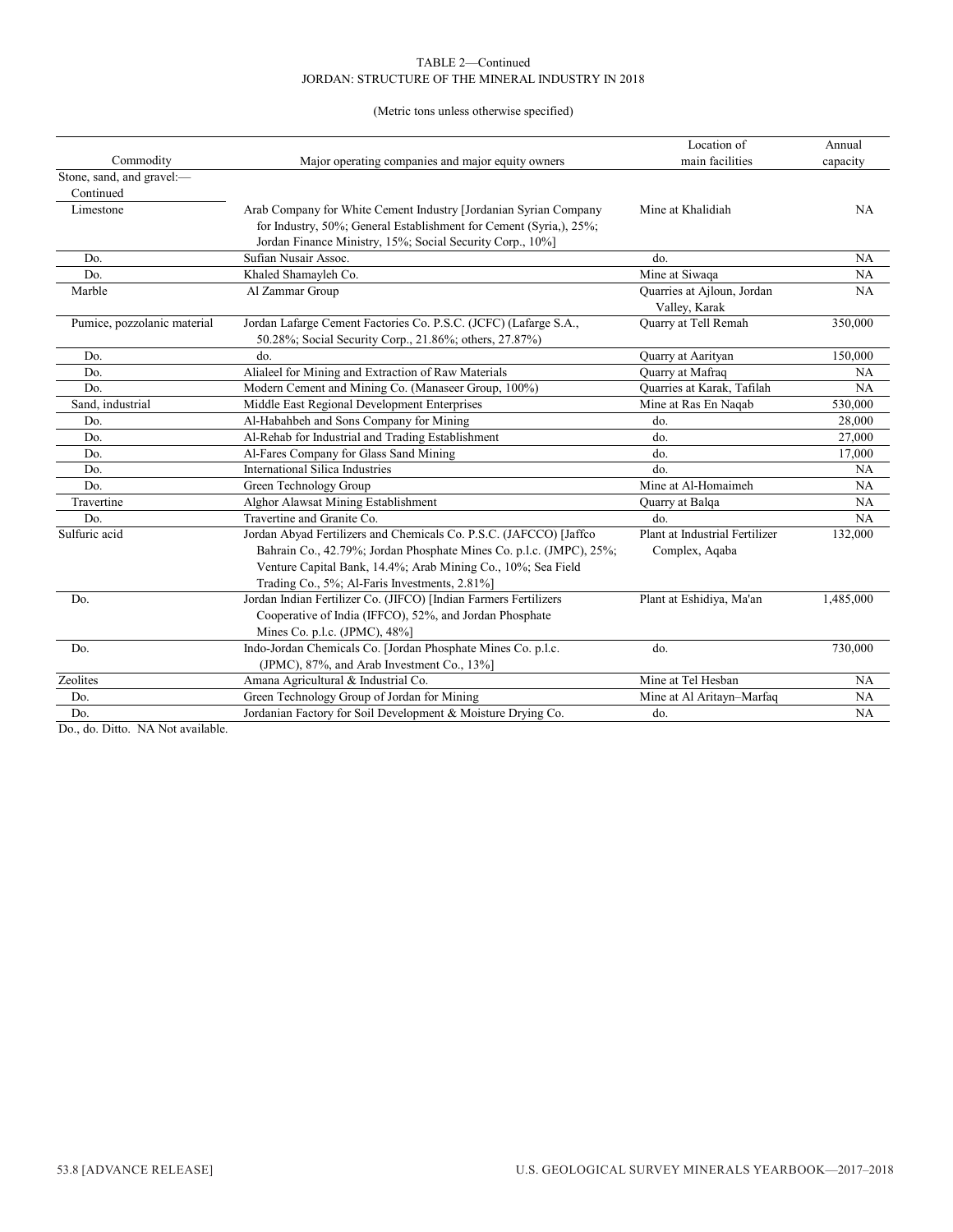TABLE 2—Continued
JORDAN: STRUCTURE OF THE MINERAL INDUSTRY IN 2018

(Metric tons unless otherwise specified)

| Commodity | Major operating companies and major equity owners | Location of main facilities | Annual capacity |
|---|---|---|---|
| Stone, sand, and gravel:—Continued | | | |
| Limestone | Arab Company for White Cement Industry [Jordanian Syrian Company for Industry, 50%; General Establishment for Cement (Syria,), 25%; Jordan Finance Ministry, 15%; Social Security Corp., 10%] | Mine at Khalidiah | NA |
| Do. | Sufian Nusair Assoc. | do. | NA |
| Do. | Khaled Shamayleh Co. | Mine at Siwaqa | NA |
| Marble | Al Zammar Group | Quarries at Ajloun, Jordan Valley, Karak | NA |
| Pumice, pozzolanic material | Jordan Lafarge Cement Factories Co. P.S.C. (JCFC) (Lafarge S.A., 50.28%; Social Security Corp., 21.86%; others, 27.87%) | Quarry at Tell Remah | 350,000 |
| Do. | do. | Quarry at Aarityan | 150,000 |
| Do. | Alialeel for Mining and Extraction of Raw Materials | Quarry at Mafraq | NA |
| Do. | Modern Cement and Mining Co. (Manaseer Group, 100%) | Quarries at Karak, Tafilah | NA |
| Sand, industrial | Middle East Regional Development Enterprises | Mine at Ras En Naqab | 530,000 |
| Do. | Al-Habahbeh and Sons Company for Mining | do. | 28,000 |
| Do. | Al-Rehab for Industrial and Trading Establishment | do. | 27,000 |
| Do. | Al-Fares Company for Glass Sand Mining | do. | 17,000 |
| Do. | International Silica Industries | do. | NA |
| Do. | Green Technology Group | Mine at Al-Homaimeh | NA |
| Travertine | Alghor Alawsat Mining Establishment | Quarry at Balqa | NA |
| Do. | Travertine and Granite Co. | do. | NA |
| Sulfuric acid | Jordan Abyad Fertilizers and Chemicals Co. P.S.C. (JAFCCO) [Jaffco Bahrain Co., 42.79%; Jordan Phosphate Mines Co. p.l.c. (JMPC), 25%; Venture Capital Bank, 14.4%; Arab Mining Co., 10%; Sea Field Trading Co., 5%; Al-Faris Investments, 2.81%] | Plant at Industrial Fertilizer Complex, Aqaba | 132,000 |
| Do. | Jordan Indian Fertilizer Co. (JIFCO) [Indian Farmers Fertilizers Cooperative of India (IFFCO), 52%, and Jordan Phosphate Mines Co. p.l.c. (JPMC), 48%] | Plant at Eshidiya, Ma'an | 1,485,000 |
| Do. | Indo-Jordan Chemicals Co. [Jordan Phosphate Mines Co. p.l.c. (JPMC), 87%, and Arab Investment Co., 13%] | do. | 730,000 |
| Zeolites | Amana Agricultural & Industrial Co. | Mine at Tel Hesban | NA |
| Do. | Green Technology Group of Jordan for Mining | Mine at Al Aritayn–Marfaq | NA |
| Do. | Jordanian Factory for Soil Development & Moisture Drying Co. | do. | NA |

Do., do. Ditto. NA Not available.